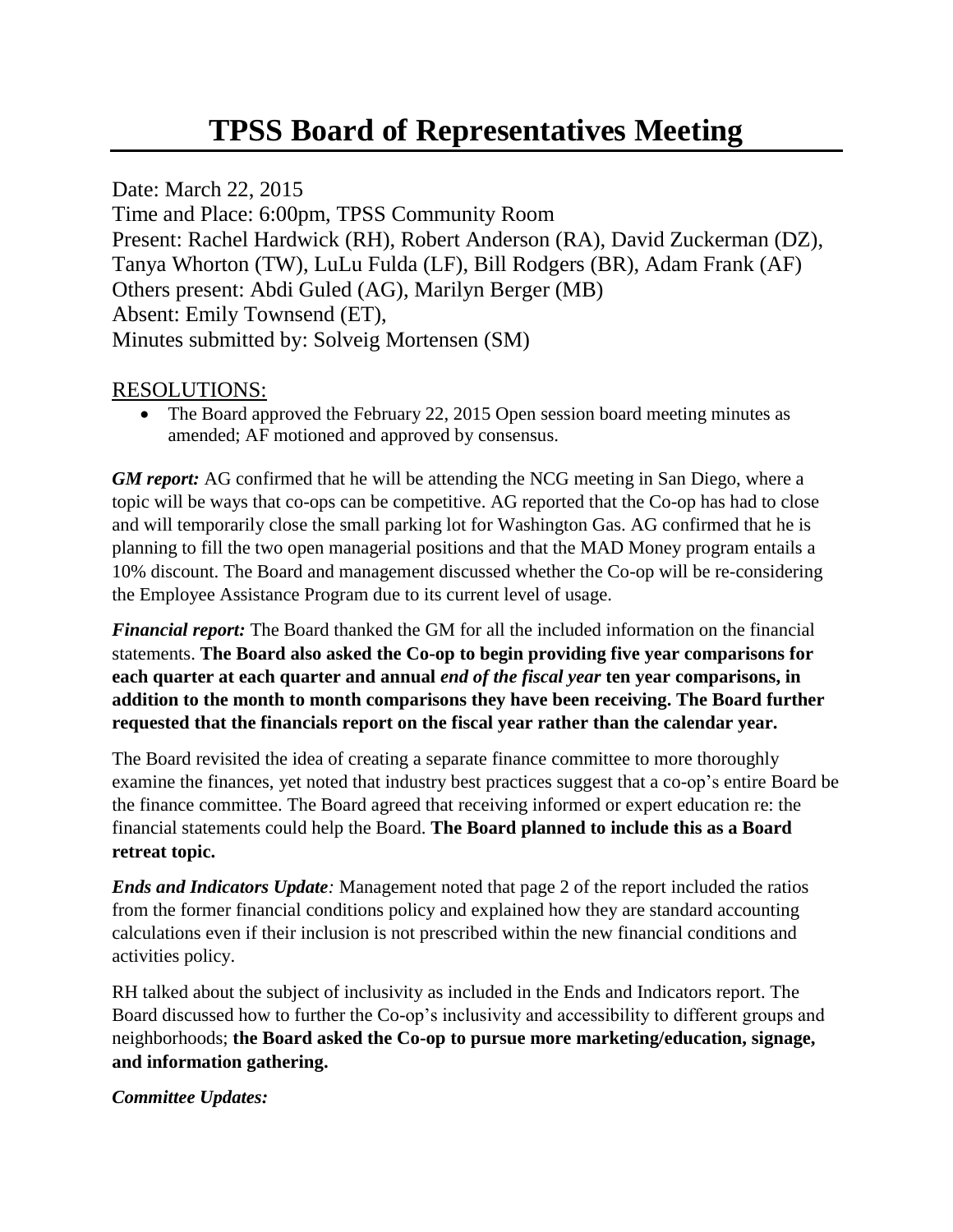# TPSS Board of Representatives Meeting

Date: March 22, 2015
Time and Place: 6:00pm, TPSS Community Room
Present: Rachel Hardwick (RH), Robert Anderson (RA), David Zuckerman (DZ), Tanya Whorton (TW), LuLu Fulda (LF), Bill Rodgers (BR), Adam Frank (AF)
Others present: Abdi Guled (AG), Marilyn Berger (MB)
Absent: Emily Townsend (ET),
Minutes submitted by: Solveig Mortensen (SM)

## RESOLUTIONS:

- The Board approved the February 22, 2015 Open session board meeting minutes as amended; AF motioned and approved by consensus.

***GM report:*** AG confirmed that he will be attending the NCG meeting in San Diego, where a topic will be ways that co-ops can be competitive. AG reported that the Co-op has had to close and will temporarily close the small parking lot for Washington Gas. AG confirmed that he is planning to fill the two open managerial positions and that the MAD Money program entails a 10% discount. The Board and management discussed whether the Co-op will be re-considering the Employee Assistance Program due to its current level of usage.

***Financial report:*** The Board thanked the GM for all the included information on the financial statements. **The Board also asked the Co-op to begin providing five year comparisons for each quarter at each quarter and annual *end of the fiscal year* ten year comparisons, in addition to the month to month comparisons they have been receiving. The Board further requested that the financials report on the fiscal year rather than the calendar year.**

The Board revisited the idea of creating a separate finance committee to more thoroughly examine the finances, yet noted that industry best practices suggest that a co-op's entire Board be the finance committee. The Board agreed that receiving informed or expert education re: the financial statements could help the Board. **The Board planned to include this as a Board retreat topic.**

***Ends and Indicators Update:*** Management noted that page 2 of the report included the ratios from the former financial conditions policy and explained how they are standard accounting calculations even if their inclusion is not prescribed within the new financial conditions and activities policy.

RH talked about the subject of inclusivity as included in the Ends and Indicators report. The Board discussed how to further the Co-op's inclusivity and accessibility to different groups and neighborhoods; **the Board asked the Co-op to pursue more marketing/education, signage, and information gathering.**

***Committee Updates:***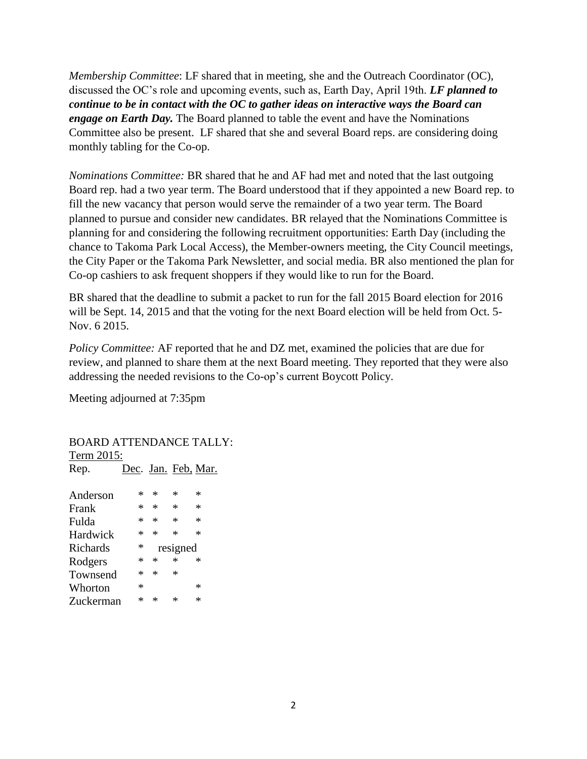*Membership Committee*: LF shared that in meeting, she and the Outreach Coordinator (OC), discussed the OC's role and upcoming events, such as, Earth Day, April 19th. ***LF planned to continue to be in contact with the OC to gather ideas on interactive ways the Board can engage on Earth Day.*** The Board planned to table the event and have the Nominations Committee also be present. LF shared that she and several Board reps. are considering doing monthly tabling for the Co-op.

*Nominations Committee:* BR shared that he and AF had met and noted that the last outgoing Board rep. had a two year term. The Board understood that if they appointed a new Board rep. to fill the new vacancy that person would serve the remainder of a two year term. The Board planned to pursue and consider new candidates. BR relayed that the Nominations Committee is planning for and considering the following recruitment opportunities: Earth Day (including the chance to Takoma Park Local Access), the Member-owners meeting, the City Council meetings, the City Paper or the Takoma Park Newsletter, and social media. BR also mentioned the plan for Co-op cashiers to ask frequent shoppers if they would like to run for the Board.

BR shared that the deadline to submit a packet to run for the fall 2015 Board election for 2016 will be Sept. 14, 2015 and that the voting for the next Board election will be held from Oct. 5-Nov. 6 2015.

*Policy Committee:* AF reported that he and DZ met, examined the policies that are due for review, and planned to share them at the next Board meeting. They reported that they were also addressing the needed revisions to the Co-op's current Boycott Policy.

Meeting adjourned at 7:35pm

BOARD ATTENDANCE TALLY:

Term 2015:

| Rep. | Dec. | Jan. | Feb, | Mar. |
|---|---|---|---|---|
| Anderson | * | * | * | * |
| Frank | * | * | * | * |
| Fulda | * | * | * | * |
| Hardwick | * | * | * | * |
| Richards | * | resigned | | |
| Rodgers | * | * | * | * |
| Townsend | * | * | * | |
| Whorton | * | | | * |
| Zuckerman | * | * | * | * |